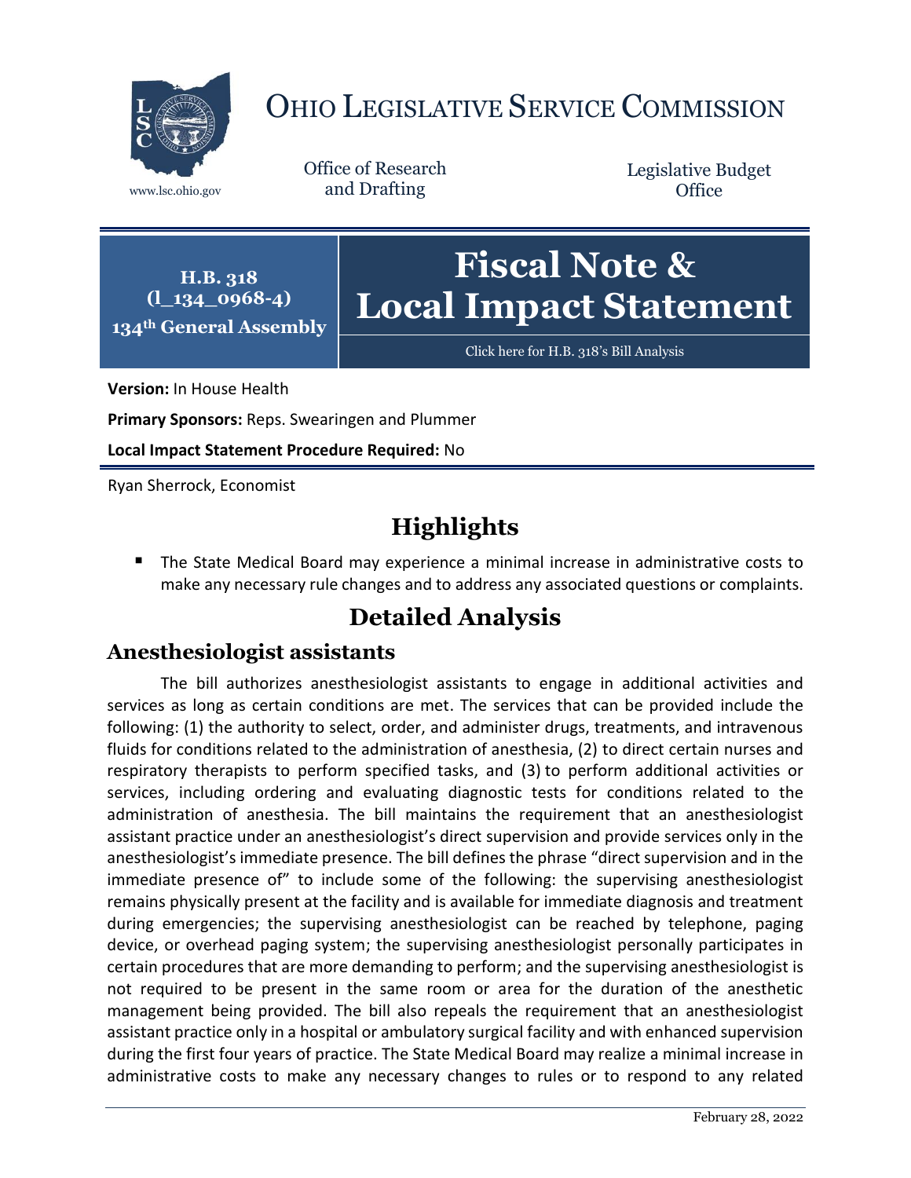# OHIO LEGISLATIVE SERVICE COMMISSION

www.lsc.ohio.gov

Office of Research and Drafting

Legislative Budget Office

**H.B. 318**
**(l_134_0968-4)**
**134th General Assembly**

# Fiscal Note & Local Impact Statement

Click here for H.B. 318's Bill Analysis

**Version:** In House Health

**Primary Sponsors:** Reps. Swearingen and Plummer

**Local Impact Statement Procedure Required:** No

Ryan Sherrock, Economist

## Highlights

- The State Medical Board may experience a minimal increase in administrative costs to make any necessary rule changes and to address any associated questions or complaints.

## Detailed Analysis

### Anesthesiologist assistants

The bill authorizes anesthesiologist assistants to engage in additional activities and services as long as certain conditions are met. The services that can be provided include the following: (1) the authority to select, order, and administer drugs, treatments, and intravenous fluids for conditions related to the administration of anesthesia, (2) to direct certain nurses and respiratory therapists to perform specified tasks, and (3) to perform additional activities or services, including ordering and evaluating diagnostic tests for conditions related to the administration of anesthesia. The bill maintains the requirement that an anesthesiologist assistant practice under an anesthesiologist's direct supervision and provide services only in the anesthesiologist's immediate presence. The bill defines the phrase "direct supervision and in the immediate presence of" to include some of the following: the supervising anesthesiologist remains physically present at the facility and is available for immediate diagnosis and treatment during emergencies; the supervising anesthesiologist can be reached by telephone, paging device, or overhead paging system; the supervising anesthesiologist personally participates in certain procedures that are more demanding to perform; and the supervising anesthesiologist is not required to be present in the same room or area for the duration of the anesthetic management being provided. The bill also repeals the requirement that an anesthesiologist assistant practice only in a hospital or ambulatory surgical facility and with enhanced supervision during the first four years of practice. The State Medical Board may realize a minimal increase in administrative costs to make any necessary changes to rules or to respond to any related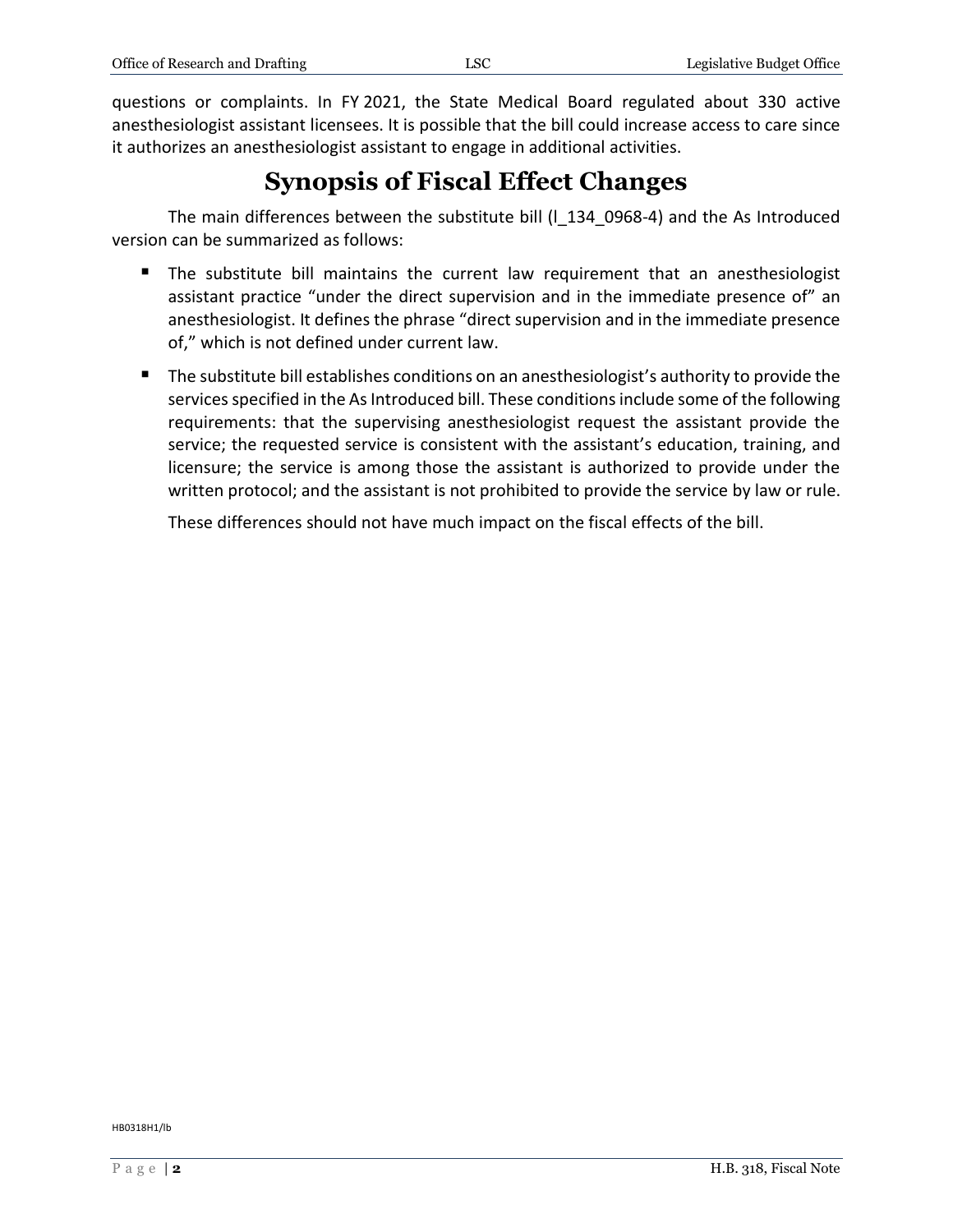questions or complaints. In FY 2021, the State Medical Board regulated about 330 active anesthesiologist assistant licensees. It is possible that the bill could increase access to care since it authorizes an anesthesiologist assistant to engage in additional activities.

# Synopsis of Fiscal Effect Changes

The main differences between the substitute bill (l_134_0968-4) and the As Introduced version can be summarized as follows:

- The substitute bill maintains the current law requirement that an anesthesiologist assistant practice "under the direct supervision and in the immediate presence of" an anesthesiologist. It defines the phrase "direct supervision and in the immediate presence of," which is not defined under current law.
- The substitute bill establishes conditions on an anesthesiologist's authority to provide the services specified in the As Introduced bill. These conditions include some of the following requirements: that the supervising anesthesiologist request the assistant provide the service; the requested service is consistent with the assistant's education, training, and licensure; the service is among those the assistant is authorized to provide under the written protocol; and the assistant is not prohibited to provide the service by law or rule.

These differences should not have much impact on the fiscal effects of the bill.

HB0318H1/lb